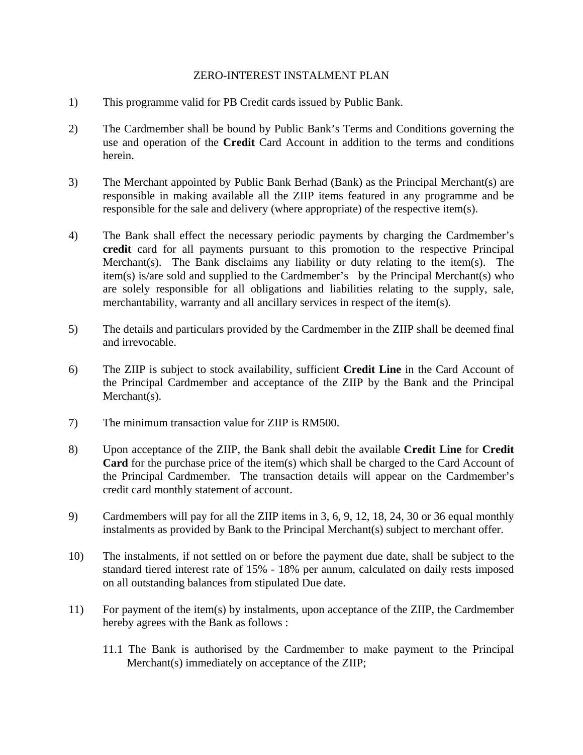# ZERO-INTEREST INSTALMENT PLAN

1) This programme valid for PB Credit cards issued by Public Bank.

2) The Cardmember shall be bound by Public Bank's Terms and Conditions governing the use and operation of the **Credit** Card Account in addition to the terms and conditions herein.

3) The Merchant appointed by Public Bank Berhad (Bank) as the Principal Merchant(s) are responsible in making available all the ZIIP items featured in any programme and be responsible for the sale and delivery (where appropriate) of the respective item(s).

4) The Bank shall effect the necessary periodic payments by charging the Cardmember's **credit** card for all payments pursuant to this promotion to the respective Principal Merchant(s). The Bank disclaims any liability or duty relating to the item(s). The item(s) is/are sold and supplied to the Cardmember's by the Principal Merchant(s) who are solely responsible for all obligations and liabilities relating to the supply, sale, merchantability, warranty and all ancillary services in respect of the item(s).

5) The details and particulars provided by the Cardmember in the ZIIP shall be deemed final and irrevocable.

6) The ZIIP is subject to stock availability, sufficient **Credit Line** in the Card Account of the Principal Cardmember and acceptance of the ZIIP by the Bank and the Principal Merchant(s).

7) The minimum transaction value for ZIIP is RM500.

8) Upon acceptance of the ZIIP, the Bank shall debit the available **Credit Line** for **Credit Card** for the purchase price of the item(s) which shall be charged to the Card Account of the Principal Cardmember. The transaction details will appear on the Cardmember's credit card monthly statement of account.

9) Cardmembers will pay for all the ZIIP items in 3, 6, 9, 12, 18, 24, 30 or 36 equal monthly instalments as provided by Bank to the Principal Merchant(s) subject to merchant offer.

10) The instalments, if not settled on or before the payment due date, shall be subject to the standard tiered interest rate of 15% - 18% per annum, calculated on daily rests imposed on all outstanding balances from stipulated Due date.

11) For payment of the item(s) by instalments, upon acceptance of the ZIIP, the Cardmember hereby agrees with the Bank as follows :

    11.1 The Bank is authorised by the Cardmember to make payment to the Principal Merchant(s) immediately on acceptance of the ZIIP;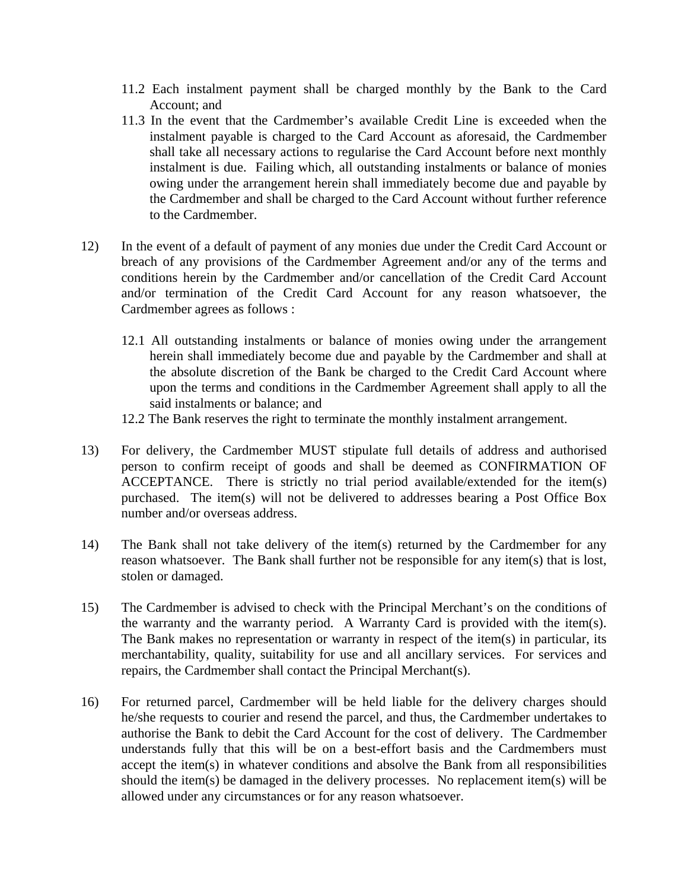11.2 Each instalment payment shall be charged monthly by the Bank to the Card Account; and

11.3 In the event that the Cardmember's available Credit Line is exceeded when the instalment payable is charged to the Card Account as aforesaid, the Cardmember shall take all necessary actions to regularise the Card Account before next monthly instalment is due. Failing which, all outstanding instalments or balance of monies owing under the arrangement herein shall immediately become due and payable by the Cardmember and shall be charged to the Card Account without further reference to the Cardmember.

12) In the event of a default of payment of any monies due under the Credit Card Account or breach of any provisions of the Cardmember Agreement and/or any of the terms and conditions herein by the Cardmember and/or cancellation of the Credit Card Account and/or termination of the Credit Card Account for any reason whatsoever, the Cardmember agrees as follows :

12.1 All outstanding instalments or balance of monies owing under the arrangement herein shall immediately become due and payable by the Cardmember and shall at the absolute discretion of the Bank be charged to the Credit Card Account where upon the terms and conditions in the Cardmember Agreement shall apply to all the said instalments or balance; and

12.2 The Bank reserves the right to terminate the monthly instalment arrangement.

13) For delivery, the Cardmember MUST stipulate full details of address and authorised person to confirm receipt of goods and shall be deemed as CONFIRMATION OF ACCEPTANCE. There is strictly no trial period available/extended for the item(s) purchased. The item(s) will not be delivered to addresses bearing a Post Office Box number and/or overseas address.

14) The Bank shall not take delivery of the item(s) returned by the Cardmember for any reason whatsoever. The Bank shall further not be responsible for any item(s) that is lost, stolen or damaged.

15) The Cardmember is advised to check with the Principal Merchant's on the conditions of the warranty and the warranty period. A Warranty Card is provided with the item(s). The Bank makes no representation or warranty in respect of the item(s) in particular, its merchantability, quality, suitability for use and all ancillary services. For services and repairs, the Cardmember shall contact the Principal Merchant(s).

16) For returned parcel, Cardmember will be held liable for the delivery charges should he/she requests to courier and resend the parcel, and thus, the Cardmember undertakes to authorise the Bank to debit the Card Account for the cost of delivery. The Cardmember understands fully that this will be on a best-effort basis and the Cardmembers must accept the item(s) in whatever conditions and absolve the Bank from all responsibilities should the item(s) be damaged in the delivery processes. No replacement item(s) will be allowed under any circumstances or for any reason whatsoever.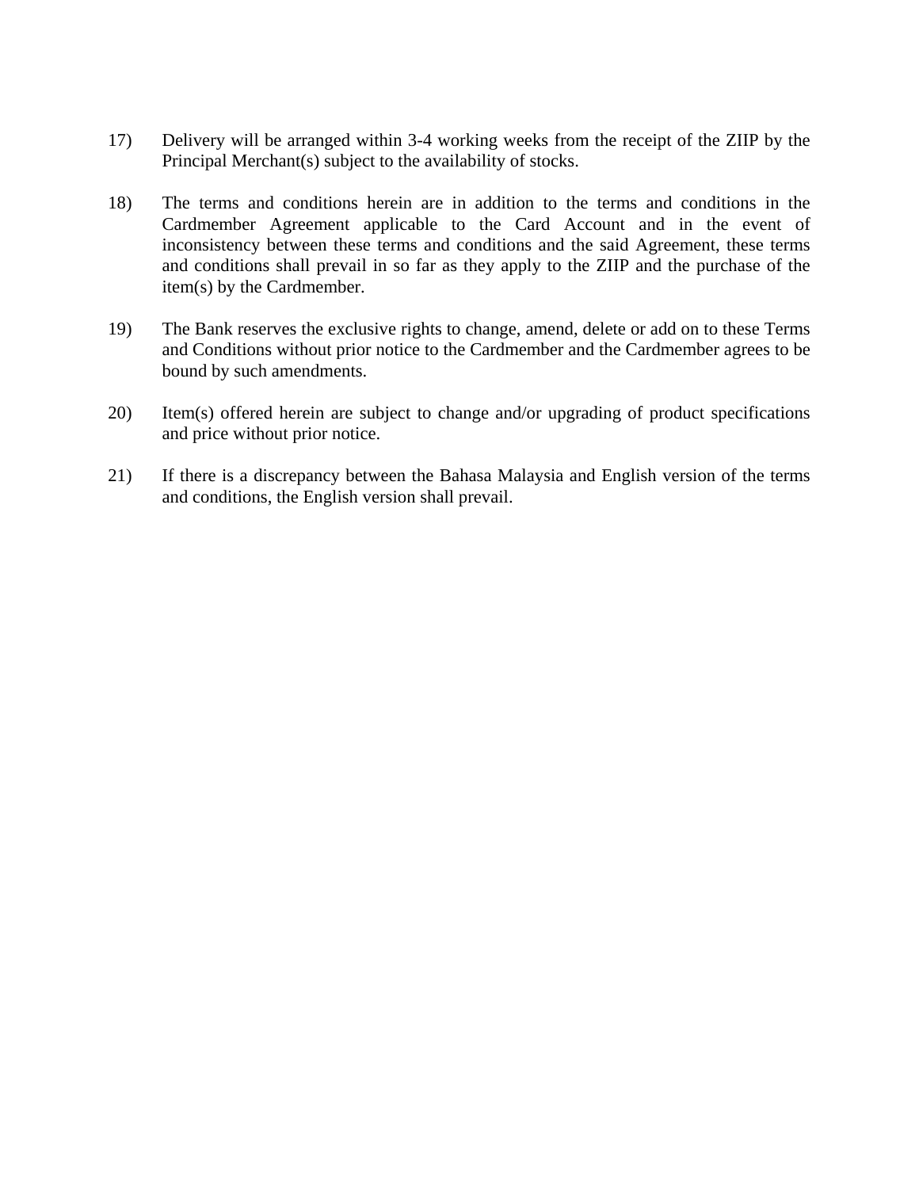17) Delivery will be arranged within 3-4 working weeks from the receipt of the ZIIP by the Principal Merchant(s) subject to the availability of stocks.

18) The terms and conditions herein are in addition to the terms and conditions in the Cardmember Agreement applicable to the Card Account and in the event of inconsistency between these terms and conditions and the said Agreement, these terms and conditions shall prevail in so far as they apply to the ZIIP and the purchase of the item(s) by the Cardmember.

19) The Bank reserves the exclusive rights to change, amend, delete or add on to these Terms and Conditions without prior notice to the Cardmember and the Cardmember agrees to be bound by such amendments.

20) Item(s) offered herein are subject to change and/or upgrading of product specifications and price without prior notice.

21) If there is a discrepancy between the Bahasa Malaysia and English version of the terms and conditions, the English version shall prevail.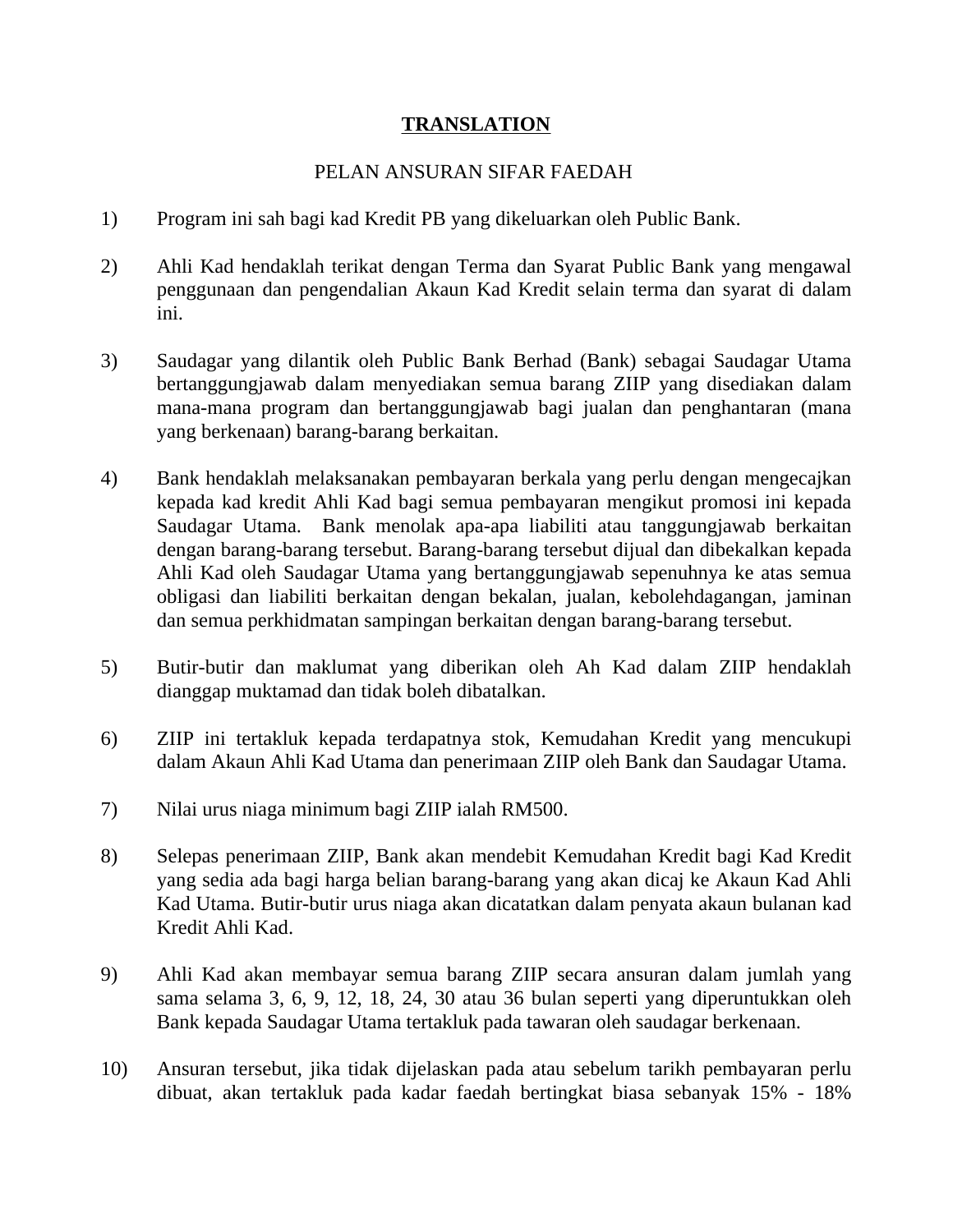**TRANSLATION**

PELAN ANSURAN SIFAR FAEDAH

1) Program ini sah bagi kad Kredit PB yang dikeluarkan oleh Public Bank.

2) Ahli Kad hendaklah terikat dengan Terma dan Syarat Public Bank yang mengawal penggunaan dan pengendalian Akaun Kad Kredit selain terma dan syarat di dalam ini.

3) Saudagar yang dilantik oleh Public Bank Berhad (Bank) sebagai Saudagar Utama bertanggungjawab dalam menyediakan semua barang ZIIP yang disediakan dalam mana-mana program dan bertanggungjawab bagi jualan dan penghantaran (mana yang berkenaan) barang-barang berkaitan.

4) Bank hendaklah melaksanakan pembayaran berkala yang perlu dengan mengecajkan kepada kad kredit Ahli Kad bagi semua pembayaran mengikut promosi ini kepada Saudagar Utama. Bank menolak apa-apa liabiliti atau tanggungjawab berkaitan dengan barang-barang tersebut. Barang-barang tersebut dijual dan dibekalkan kepada Ahli Kad oleh Saudagar Utama yang bertanggungjawab sepenuhnya ke atas semua obligasi dan liabiliti berkaitan dengan bekalan, jualan, kebolehdagangan, jaminan dan semua perkhidmatan sampingan berkaitan dengan barang-barang tersebut.

5) Butir-butir dan maklumat yang diberikan oleh Ah Kad dalam ZIIP hendaklah dianggap muktamad dan tidak boleh dibatalkan.

6) ZIIP ini tertakluk kepada terdapatnya stok, Kemudahan Kredit yang mencukupi dalam Akaun Ahli Kad Utama dan penerimaan ZIIP oleh Bank dan Saudagar Utama.

7) Nilai urus niaga minimum bagi ZIIP ialah RM500.

8) Selepas penerimaan ZIIP, Bank akan mendebit Kemudahan Kredit bagi Kad Kredit yang sedia ada bagi harga belian barang-barang yang akan dicaj ke Akaun Kad Ahli Kad Utama. Butir-butir urus niaga akan dicatatkan dalam penyata akaun bulanan kad Kredit Ahli Kad.

9) Ahli Kad akan membayar semua barang ZIIP secara ansuran dalam jumlah yang sama selama 3, 6, 9, 12, 18, 24, 30 atau 36 bulan seperti yang diperuntukkan oleh Bank kepada Saudagar Utama tertakluk pada tawaran oleh saudagar berkenaan.

10) Ansuran tersebut, jika tidak dijelaskan pada atau sebelum tarikh pembayaran perlu dibuat, akan tertakluk pada kadar faedah bertingkat biasa sebanyak 15% - 18%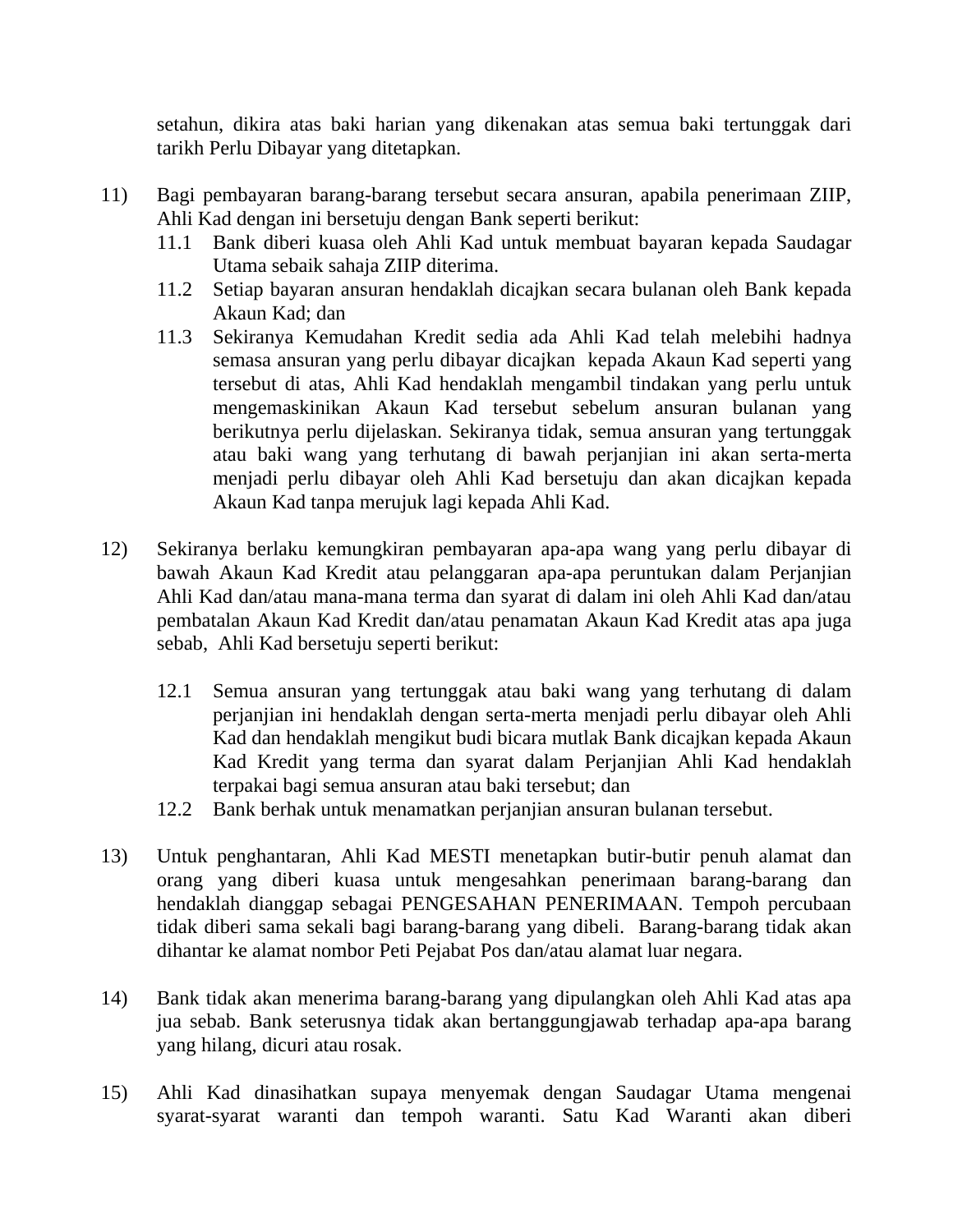setahun, dikira atas baki harian yang dikenakan atas semua baki tertunggak dari tarikh Perlu Dibayar yang ditetapkan.

11) Bagi pembayaran barang-barang tersebut secara ansuran, apabila penerimaan ZIIP, Ahli Kad dengan ini bersetuju dengan Bank seperti berikut:
    11.1 Bank diberi kuasa oleh Ahli Kad untuk membuat bayaran kepada Saudagar Utama sebaik sahaja ZIIP diterima.
    11.2 Setiap bayaran ansuran hendaklah dicajkan secara bulanan oleh Bank kepada Akaun Kad; dan
    11.3 Sekiranya Kemudahan Kredit sedia ada Ahli Kad telah melebihi hadnya semasa ansuran yang perlu dibayar dicajkan kepada Akaun Kad seperti yang tersebut di atas, Ahli Kad hendaklah mengambil tindakan yang perlu untuk mengemaskinikan Akaun Kad tersebut sebelum ansuran bulanan yang berikutnya perlu dijelaskan. Sekiranya tidak, semua ansuran yang tertunggak atau baki wang yang terhutang di bawah perjanjian ini akan serta-merta menjadi perlu dibayar oleh Ahli Kad bersetuju dan akan dicajkan kepada Akaun Kad tanpa merujuk lagi kepada Ahli Kad.

12) Sekiranya berlaku kemungkiran pembayaran apa-apa wang yang perlu dibayar di bawah Akaun Kad Kredit atau pelanggaran apa-apa peruntukan dalam Perjanjian Ahli Kad dan/atau mana-mana terma dan syarat di dalam ini oleh Ahli Kad dan/atau pembatalan Akaun Kad Kredit dan/atau penamatan Akaun Kad Kredit atas apa juga sebab, Ahli Kad bersetuju seperti berikut:

    12.1 Semua ansuran yang tertunggak atau baki wang yang terhutang di dalam perjanjian ini hendaklah dengan serta-merta menjadi perlu dibayar oleh Ahli Kad dan hendaklah mengikut budi bicara mutlak Bank dicajkan kepada Akaun Kad Kredit yang terma dan syarat dalam Perjanjian Ahli Kad hendaklah terpakai bagi semua ansuran atau baki tersebut; dan
    12.2 Bank berhak untuk menamatkan perjanjian ansuran bulanan tersebut.

13) Untuk penghantaran, Ahli Kad MESTI menetapkan butir-butir penuh alamat dan orang yang diberi kuasa untuk mengesahkan penerimaan barang-barang dan hendaklah dianggap sebagai PENGESAHAN PENERIMAAN. Tempoh percubaan tidak diberi sama sekali bagi barang-barang yang dibeli. Barang-barang tidak akan dihantar ke alamat nombor Peti Pejabat Pos dan/atau alamat luar negara.

14) Bank tidak akan menerima barang-barang yang dipulangkan oleh Ahli Kad atas apa jua sebab. Bank seterusnya tidak akan bertanggungjawab terhadap apa-apa barang yang hilang, dicuri atau rosak.

15) Ahli Kad dinasihatkan supaya menyemak dengan Saudagar Utama mengenai syarat-syarat waranti dan tempoh waranti. Satu Kad Waranti akan diberi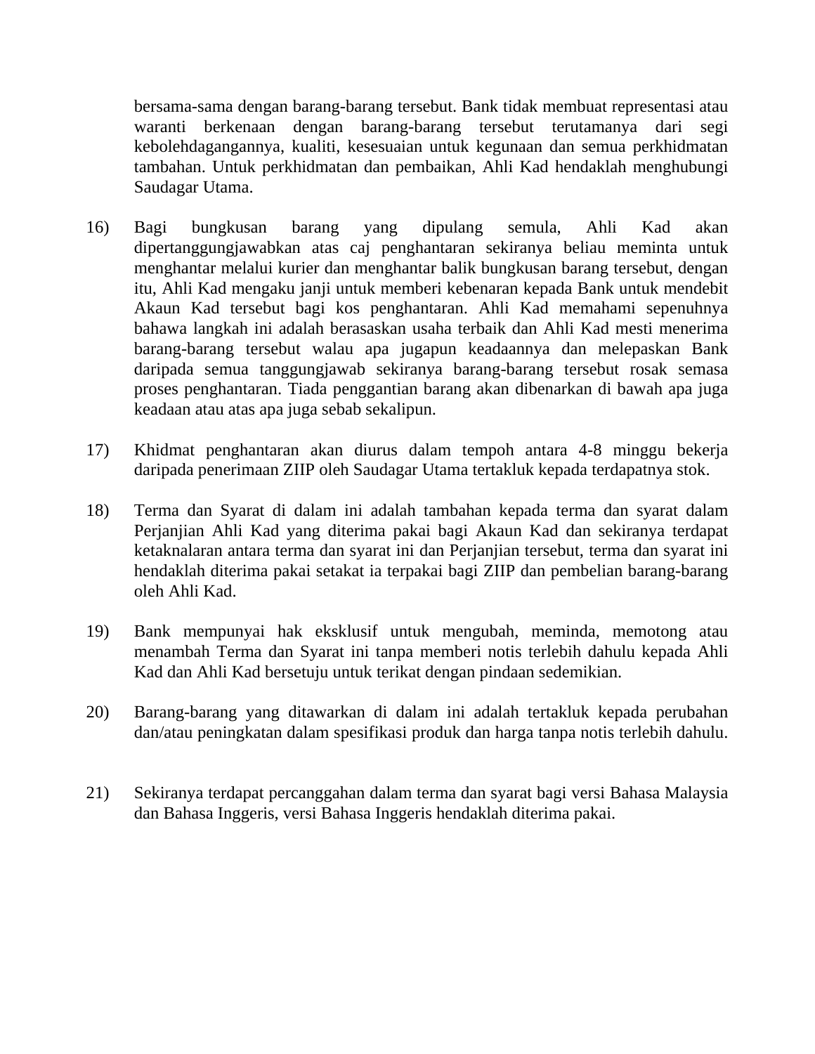bersama-sama dengan barang-barang tersebut. Bank tidak membuat representasi atau waranti berkenaan dengan barang-barang tersebut terutamanya dari segi kebolehdagangannya, kualiti, kesesuaian untuk kegunaan dan semua perkhidmatan tambahan. Untuk perkhidmatan dan pembaikan, Ahli Kad hendaklah menghubungi Saudagar Utama.

16) Bagi bungkusan barang yang dipulang semula, Ahli Kad akan dipertanggungjawabkan atas caj penghantaran sekiranya beliau meminta untuk menghantar melalui kurier dan menghantar balik bungkusan barang tersebut, dengan itu, Ahli Kad mengaku janji untuk memberi kebenaran kepada Bank untuk mendebit Akaun Kad tersebut bagi kos penghantaran. Ahli Kad memahami sepenuhnya bahawa langkah ini adalah berasaskan usaha terbaik dan Ahli Kad mesti menerima barang-barang tersebut walau apa jugapun keadaannya dan melepaskan Bank daripada semua tanggungjawab sekiranya barang-barang tersebut rosak semasa proses penghantaran. Tiada penggantian barang akan dibenarkan di bawah apa juga keadaan atau atas apa juga sebab sekalipun.

17) Khidmat penghantaran akan diurus dalam tempoh antara 4-8 minggu bekerja daripada penerimaan ZIIP oleh Saudagar Utama tertakluk kepada terdapatnya stok.

18) Terma dan Syarat di dalam ini adalah tambahan kepada terma dan syarat dalam Perjanjian Ahli Kad yang diterima pakai bagi Akaun Kad dan sekiranya terdapat ketaknalaran antara terma dan syarat ini dan Perjanjian tersebut, terma dan syarat ini hendaklah diterima pakai setakat ia terpakai bagi ZIIP dan pembelian barang-barang oleh Ahli Kad.

19) Bank mempunyai hak eksklusif untuk mengubah, meminda, memotong atau menambah Terma dan Syarat ini tanpa memberi notis terlebih dahulu kepada Ahli Kad dan Ahli Kad bersetuju untuk terikat dengan pindaan sedemikian.

20) Barang-barang yang ditawarkan di dalam ini adalah tertakluk kepada perubahan dan/atau peningkatan dalam spesifikasi produk dan harga tanpa notis terlebih dahulu.

21) Sekiranya terdapat percanggahan dalam terma dan syarat bagi versi Bahasa Malaysia dan Bahasa Inggeris, versi Bahasa Inggeris hendaklah diterima pakai.